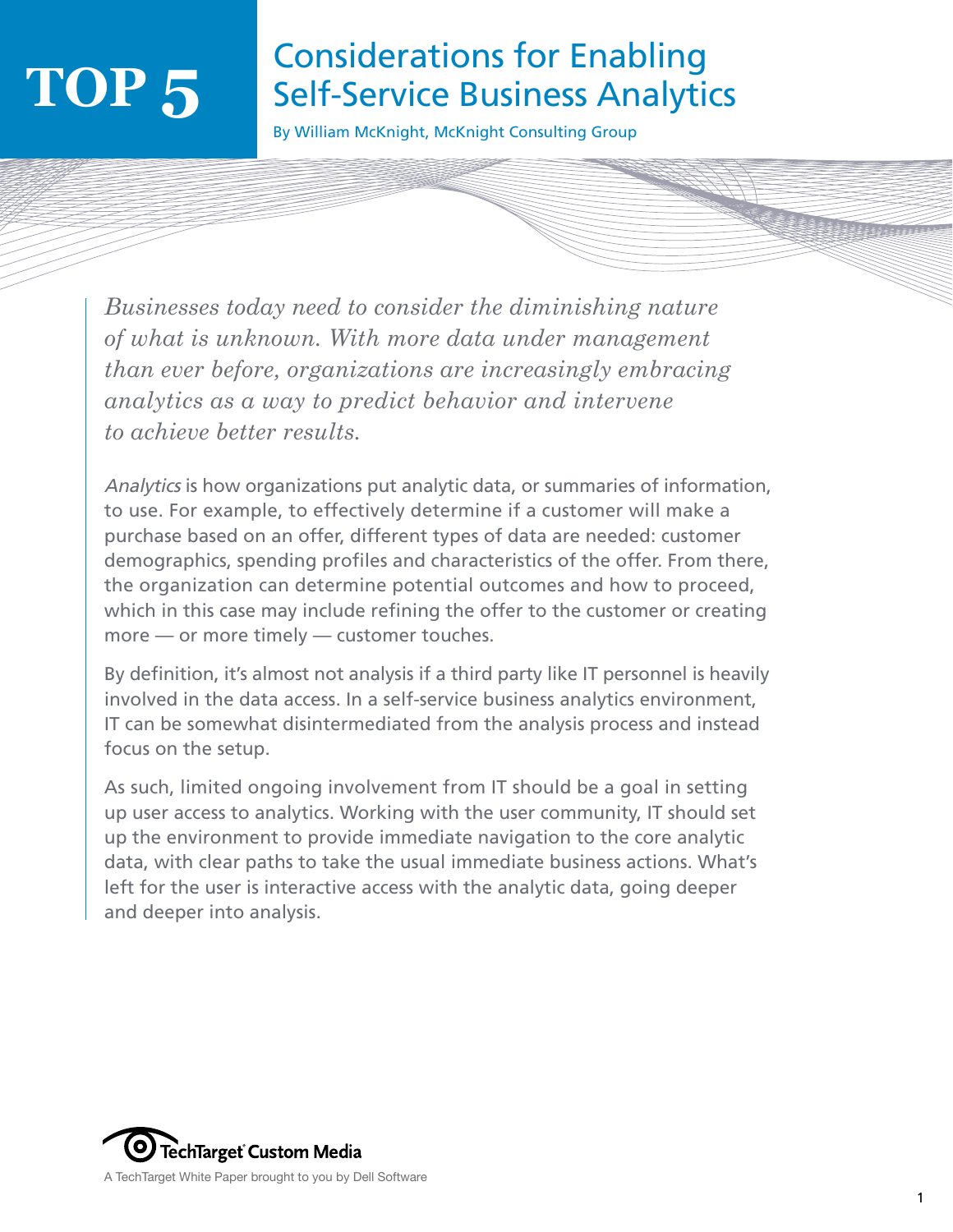# TOP 5 Considerations for Enabling Self-Service Business Analytics

By William McKnight, McKnight Consulting Group

*Businesses today need to consider the diminishing nature of what is unknown. With more data under management than ever before, organizations are increasingly embracing analytics as a way to predict behavior and intervene to achieve better results.*

*Analytics* is how organizations put analytic data, or summaries of information, to use. For example, to effectively determine if a customer will make a purchase based on an offer, different types of data are needed: customer demographics, spending profiles and characteristics of the offer. From there, the organization can determine potential outcomes and how to proceed, which in this case may include refining the offer to the customer or creating more — or more timely — customer touches.

By definition, it's almost not analysis if a third party like IT personnel is heavily involved in the data access. In a self-service business analytics environment, IT can be somewhat disintermediated from the analysis process and instead focus on the setup.

As such, limited ongoing involvement from IT should be a goal in setting up user access to analytics. Working with the user community, IT should set up the environment to provide immediate navigation to the core analytic data, with clear paths to take the usual immediate business actions. What's left for the user is interactive access with the analytic data, going deeper and deeper into analysis.

TechTarget Custom Media

A TechTarget White Paper brought to you by Dell Software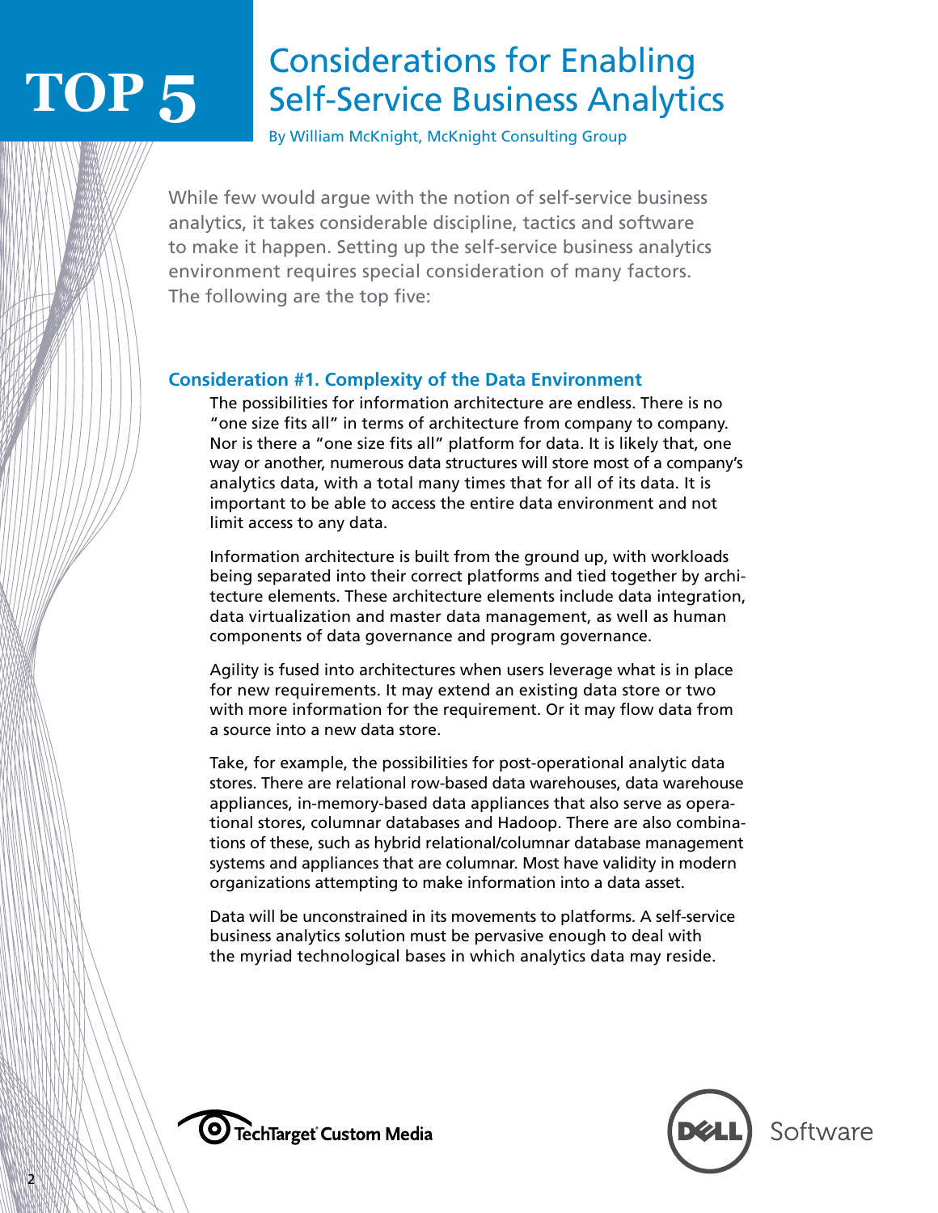# TOP 5 Considerations for Enabling Self-Service Business Analytics

By William McKnight, McKnight Consulting Group

While few would argue with the notion of self-service business analytics, it takes considerable discipline, tactics and software to make it happen. Setting up the self-service business analytics environment requires special consideration of many factors. The following are the top five:

## Consideration #1. Complexity of the Data Environment

The possibilities for information architecture are endless. There is no "one size fits all" in terms of architecture from company to company. Nor is there a "one size fits all" platform for data. It is likely that, one way or another, numerous data structures will store most of a company's analytics data, with a total many times that for all of its data. It is important to be able to access the entire data environment and not limit access to any data.

Information architecture is built from the ground up, with workloads being separated into their correct platforms and tied together by architecture elements. These architecture elements include data integration, data virtualization and master data management, as well as human components of data governance and program governance.

Agility is fused into architectures when users leverage what is in place for new requirements. It may extend an existing data store or two with more information for the requirement. Or it may flow data from a source into a new data store.

Take, for example, the possibilities for post-operational analytic data stores. There are relational row-based data warehouses, data warehouse appliances, in-memory-based data appliances that also serve as operational stores, columnar databases and Hadoop. There are also combinations of these, such as hybrid relational/columnar database management systems and appliances that are columnar. Most have validity in modern organizations attempting to make information into a data asset.

Data will be unconstrained in its movements to platforms. A self-service business analytics solution must be pervasive enough to deal with the myriad technological bases in which analytics data may reside.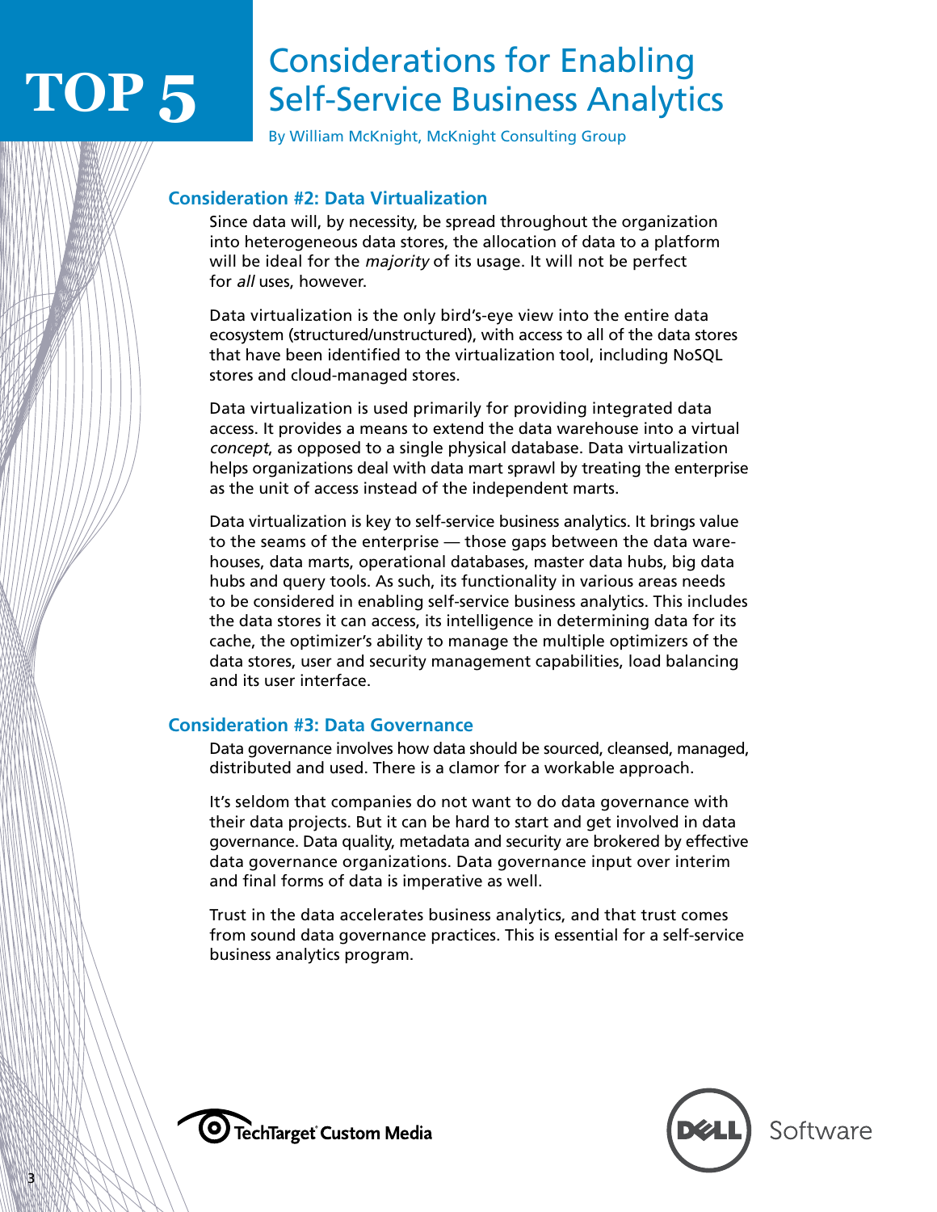# TOP 5 Considerations for Enabling Self-Service Business Analytics

By William McKnight, McKnight Consulting Group

## Consideration #2: Data Virtualization

Since data will, by necessity, be spread throughout the organization into heterogeneous data stores, the allocation of data to a platform will be ideal for the *majority* of its usage. It will not be perfect for *all* uses, however.

Data virtualization is the only bird's-eye view into the entire data ecosystem (structured/unstructured), with access to all of the data stores that have been identified to the virtualization tool, including NoSQL stores and cloud-managed stores.

Data virtualization is used primarily for providing integrated data access. It provides a means to extend the data warehouse into a virtual *concept*, as opposed to a single physical database. Data virtualization helps organizations deal with data mart sprawl by treating the enterprise as the unit of access instead of the independent marts.

Data virtualization is key to self-service business analytics. It brings value to the seams of the enterprise — those gaps between the data warehouses, data marts, operational databases, master data hubs, big data hubs and query tools. As such, its functionality in various areas needs to be considered in enabling self-service business analytics. This includes the data stores it can access, its intelligence in determining data for its cache, the optimizer's ability to manage the multiple optimizers of the data stores, user and security management capabilities, load balancing and its user interface.

## Consideration #3: Data Governance

Data governance involves how data should be sourced, cleansed, managed, distributed and used. There is a clamor for a workable approach.

It's seldom that companies do not want to do data governance with their data projects. But it can be hard to start and get involved in data governance. Data quality, metadata and security are brokered by effective data governance organizations. Data governance input over interim and final forms of data is imperative as well.

Trust in the data accelerates business analytics, and that trust comes from sound data governance practices. This is essential for a self-service business analytics program.

TechTarget Custom Media

Dell Software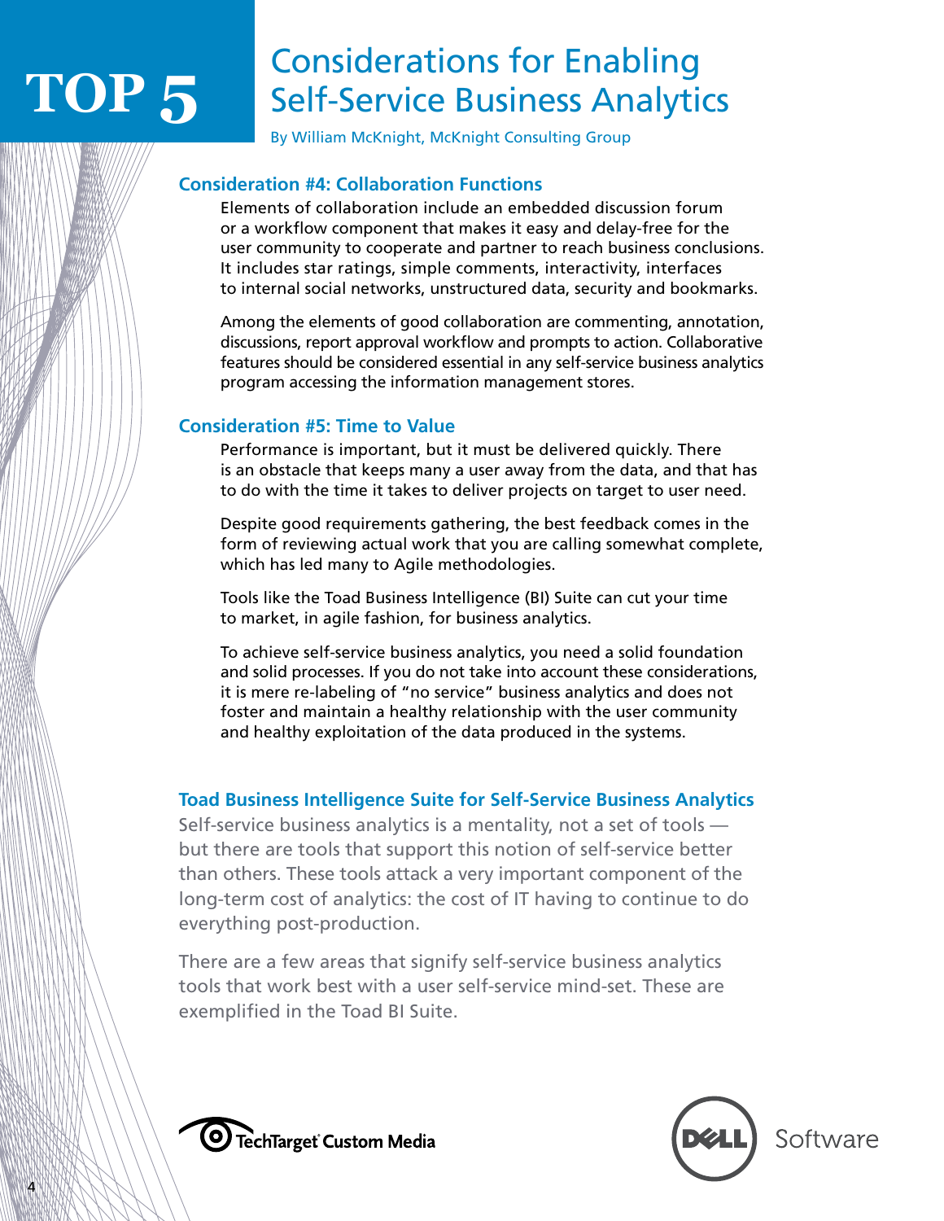## Consideration #4: Collaboration Functions

Elements of collaboration include an embedded discussion forum or a workflow component that makes it easy and delay-free for the user community to cooperate and partner to reach business conclusions. It includes star ratings, simple comments, interactivity, interfaces to internal social networks, unstructured data, security and bookmarks.

Among the elements of good collaboration are commenting, annotation, discussions, report approval workflow and prompts to action. Collaborative features should be considered essential in any self-service business analytics program accessing the information management stores.

## Consideration #5: Time to Value

Performance is important, but it must be delivered quickly. There is an obstacle that keeps many a user away from the data, and that has to do with the time it takes to deliver projects on target to user need.

Despite good requirements gathering, the best feedback comes in the form of reviewing actual work that you are calling somewhat complete, which has led many to Agile methodologies.

Tools like the Toad Business Intelligence (BI) Suite can cut your time to market, in agile fashion, for business analytics.

To achieve self-service business analytics, you need a solid foundation and solid processes. If you do not take into account these considerations, it is mere re-labeling of "no service" business analytics and does not foster and maintain a healthy relationship with the user community and healthy exploitation of the data produced in the systems.

## Toad Business Intelligence Suite for Self-Service Business Analytics

Self-service business analytics is a mentality, not a set of tools — but there are tools that support this notion of self-service better than others. These tools attack a very important component of the long-term cost of analytics: the cost of IT having to continue to do everything post-production.

There are a few areas that signify self-service business analytics tools that work best with a user self-service mind-set. These are exemplified in the Toad BI Suite.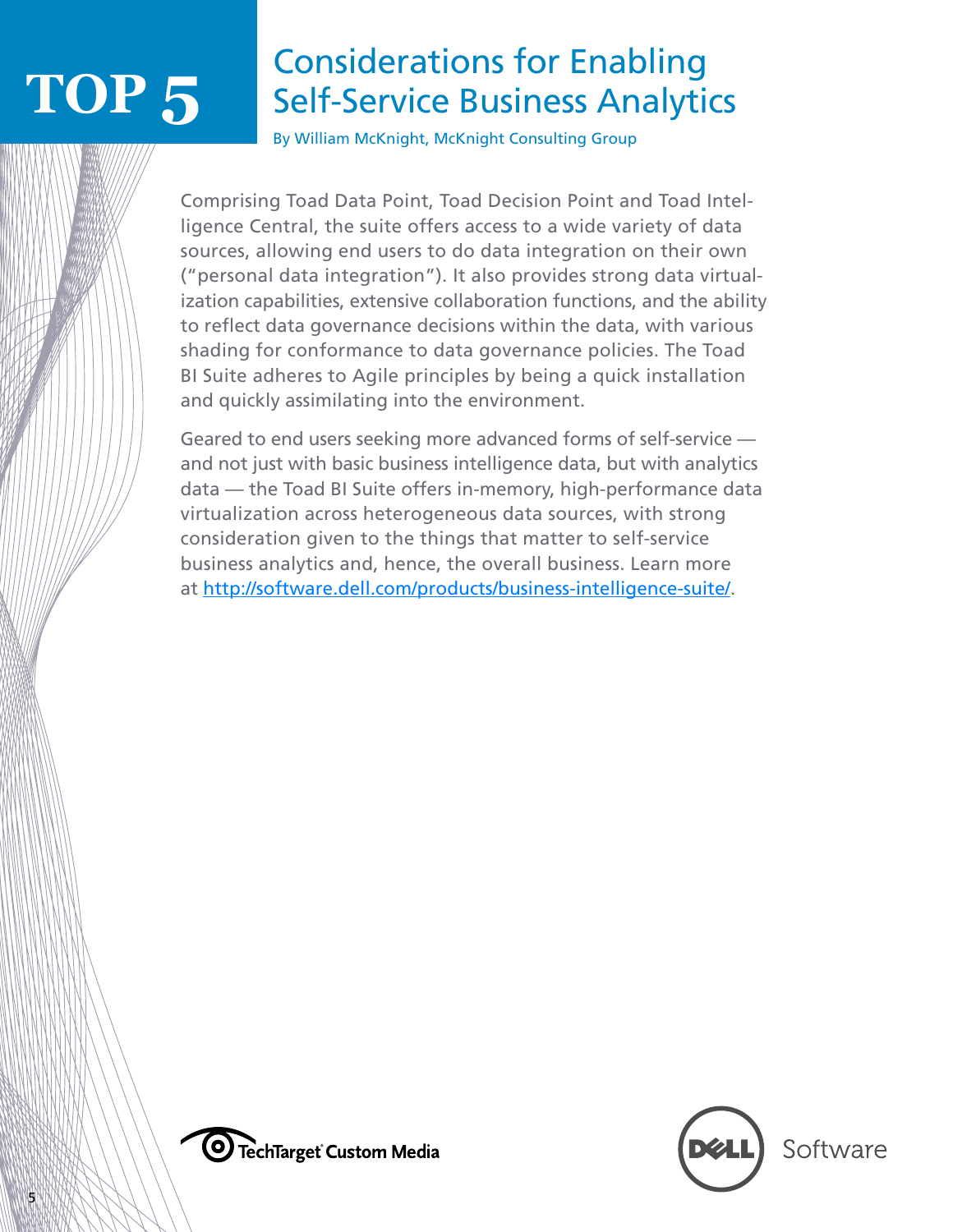Comprising Toad Data Point, Toad Decision Point and Toad Intelligence Central, the suite offers access to a wide variety of data sources, allowing end users to do data integration on their own ("personal data integration"). It also provides strong data virtualization capabilities, extensive collaboration functions, and the ability to reflect data governance decisions within the data, with various shading for conformance to data governance policies. The Toad BI Suite adheres to Agile principles by being a quick installation and quickly assimilating into the environment.

Geared to end users seeking more advanced forms of self-service — and not just with basic business intelligence data, but with analytics data — the Toad BI Suite offers in-memory, high-performance data virtualization across heterogeneous data sources, with strong consideration given to the things that matter to self-service business analytics and, hence, the overall business. Learn more at http://software.dell.com/products/business-intelligence-suite/.

TechTarget Custom Media

DELL Software